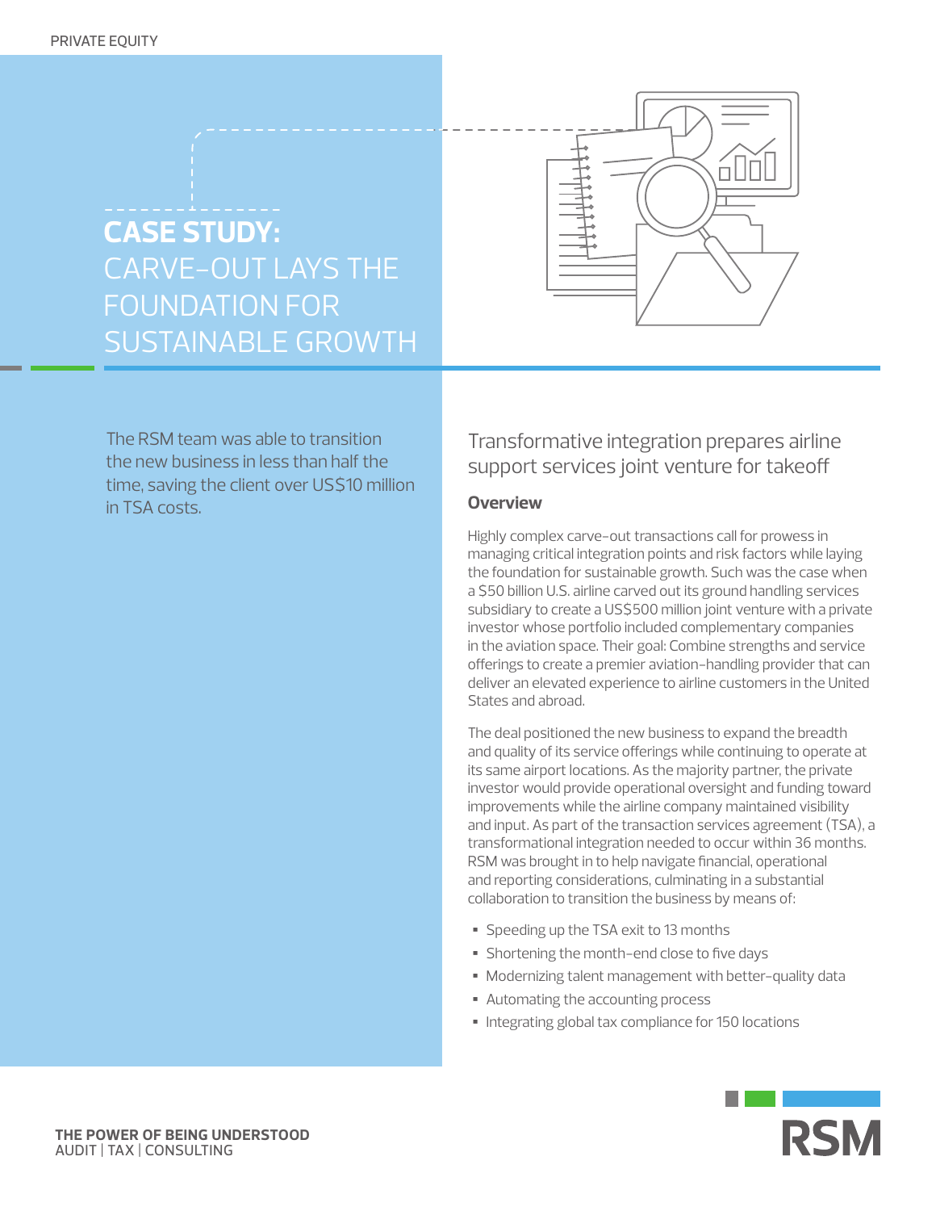PRIVATE EQUITY

# CASE STUDY: CARVE-OUT LAYS THE FOUNDATION FOR SUSTAINABLE GROWTH

The RSM team was able to transition the new business in less than half the time, saving the client over US$10 million in TSA costs.

## Transformative integration prepares airline support services joint venture for takeoff

### Overview

Highly complex carve-out transactions call for prowess in managing critical integration points and risk factors while laying the foundation for sustainable growth. Such was the case when a $50 billion U.S. airline carved out its ground handling services subsidiary to create a US$500 million joint venture with a private investor whose portfolio included complementary companies in the aviation space. Their goal: Combine strengths and service offerings to create a premier aviation-handling provider that can deliver an elevated experience to airline customers in the United States and abroad.

The deal positioned the new business to expand the breadth and quality of its service offerings while continuing to operate at its same airport locations. As the majority partner, the private investor would provide operational oversight and funding toward improvements while the airline company maintained visibility and input. As part of the transaction services agreement (TSA), a transformational integration needed to occur within 36 months. RSM was brought in to help navigate financial, operational and reporting considerations, culminating in a substantial collaboration to transition the business by means of:

- Speeding up the TSA exit to 13 months
- Shortening the month-end close to five days
- Modernizing talent management with better-quality data
- Automating the accounting process
- Integrating global tax compliance for 150 locations

THE POWER OF BEING UNDERSTOOD
AUDIT | TAX | CONSULTING

RSM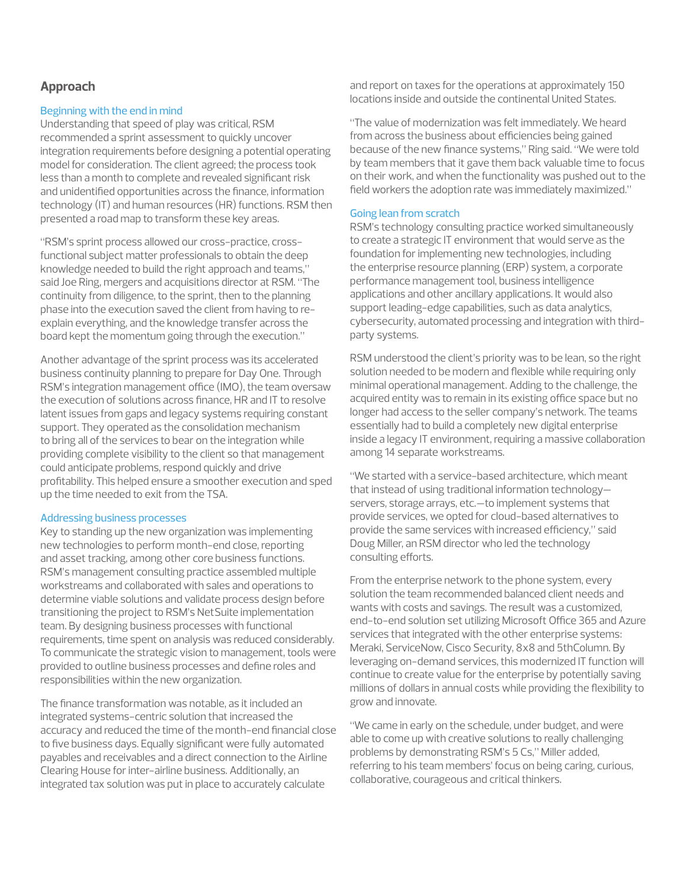## Approach

### Beginning with the end in mind

Understanding that speed of play was critical, RSM recommended a sprint assessment to quickly uncover integration requirements before designing a potential operating model for consideration. The client agreed; the process took less than a month to complete and revealed significant risk and unidentified opportunities across the finance, information technology (IT) and human resources (HR) functions. RSM then presented a road map to transform these key areas.

"RSM's sprint process allowed our cross-practice, cross-functional subject matter professionals to obtain the deep knowledge needed to build the right approach and teams," said Joe Ring, mergers and acquisitions director at RSM. "The continuity from diligence, to the sprint, then to the planning phase into the execution saved the client from having to re-explain everything, and the knowledge transfer across the board kept the momentum going through the execution."

Another advantage of the sprint process was its accelerated business continuity planning to prepare for Day One. Through RSM's integration management office (IMO), the team oversaw the execution of solutions across finance, HR and IT to resolve latent issues from gaps and legacy systems requiring constant support. They operated as the consolidation mechanism to bring all of the services to bear on the integration while providing complete visibility to the client so that management could anticipate problems, respond quickly and drive profitability. This helped ensure a smoother execution and sped up the time needed to exit from the TSA.

### Addressing business processes

Key to standing up the new organization was implementing new technologies to perform month-end close, reporting and asset tracking, among other core business functions. RSM's management consulting practice assembled multiple workstreams and collaborated with sales and operations to determine viable solutions and validate process design before transitioning the project to RSM's NetSuite implementation team. By designing business processes with functional requirements, time spent on analysis was reduced considerably. To communicate the strategic vision to management, tools were provided to outline business processes and define roles and responsibilities within the new organization.

The finance transformation was notable, as it included an integrated systems-centric solution that increased the accuracy and reduced the time of the month-end financial close to five business days. Equally significant were fully automated payables and receivables and a direct connection to the Airline Clearing House for inter-airline business. Additionally, an integrated tax solution was put in place to accurately calculate and report on taxes for the operations at approximately 150 locations inside and outside the continental United States.

"The value of modernization was felt immediately. We heard from across the business about efficiencies being gained because of the new finance systems," Ring said. "We were told by team members that it gave them back valuable time to focus on their work, and when the functionality was pushed out to the field workers the adoption rate was immediately maximized."

### Going lean from scratch

RSM's technology consulting practice worked simultaneously to create a strategic IT environment that would serve as the foundation for implementing new technologies, including the enterprise resource planning (ERP) system, a corporate performance management tool, business intelligence applications and other ancillary applications. It would also support leading-edge capabilities, such as data analytics, cybersecurity, automated processing and integration with third-party systems.

RSM understood the client's priority was to be lean, so the right solution needed to be modern and flexible while requiring only minimal operational management. Adding to the challenge, the acquired entity was to remain in its existing office space but no longer had access to the seller company's network. The teams essentially had to build a completely new digital enterprise inside a legacy IT environment, requiring a massive collaboration among 14 separate workstreams.

"We started with a service-based architecture, which meant that instead of using traditional information technology—servers, storage arrays, etc.—to implement systems that provide services, we opted for cloud-based alternatives to provide the same services with increased efficiency," said Doug Miller, an RSM director who led the technology consulting efforts.

From the enterprise network to the phone system, every solution the team recommended balanced client needs and wants with costs and savings. The result was a customized, end-to-end solution set utilizing Microsoft Office 365 and Azure services that integrated with the other enterprise systems: Meraki, ServiceNow, Cisco Security, 8x8 and 5thColumn. By leveraging on-demand services, this modernized IT function will continue to create value for the enterprise by potentially saving millions of dollars in annual costs while providing the flexibility to grow and innovate.

"We came in early on the schedule, under budget, and were able to come up with creative solutions to really challenging problems by demonstrating RSM's 5 Cs," Miller added, referring to his team members' focus on being caring, curious, collaborative, courageous and critical thinkers.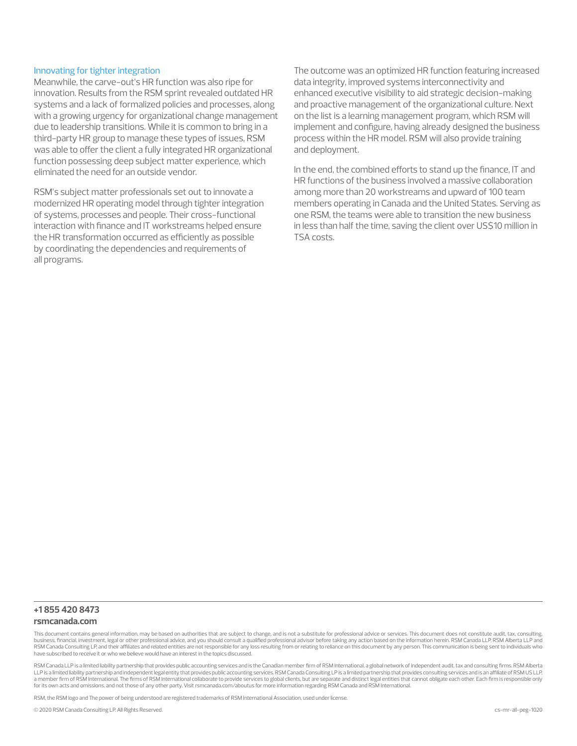### Innovating for tighter integration

Meanwhile, the carve-out's HR function was also ripe for innovation. Results from the RSM sprint revealed outdated HR systems and a lack of formalized policies and processes, along with a growing urgency for organizational change management due to leadership transitions. While it is common to bring in a third-party HR group to manage these types of issues, RSM was able to offer the client a fully integrated HR organizational function possessing deep subject matter experience, which eliminated the need for an outside vendor.

RSM's subject matter professionals set out to innovate a modernized HR operating model through tighter integration of systems, processes and people. Their cross-functional interaction with finance and IT workstreams helped ensure the HR transformation occurred as efficiently as possible by coordinating the dependencies and requirements of all programs.

The outcome was an optimized HR function featuring increased data integrity, improved systems interconnectivity and enhanced executive visibility to aid strategic decision-making and proactive management of the organizational culture. Next on the list is a learning management program, which RSM will implement and configure, having already designed the business process within the HR model. RSM will also provide training and deployment.

In the end, the combined efforts to stand up the finance, IT and HR functions of the business involved a massive collaboration among more than 20 workstreams and upward of 100 team members operating in Canada and the United States. Serving as one RSM, the teams were able to transition the new business in less than half the time, saving the client over US$10 million in TSA costs.

**+1 855 420 8473**
**rsmcanada.com**

This document contains general information, may be based on authorities that are subject to change, and is not a substitute for professional advice or services. This document does not constitute audit, tax, consulting, business, financial, investment, legal or other professional advice, and you should consult a qualified professional advisor before taking any action based on the information herein. RSM Canada LLP, RSM Alberta LLP and RSM Canada Consulting LP, and their affiliates and related entities are not responsible for any loss resulting from or relating to reliance on this document by any person. This communication is being sent to individuals who have subscribed to receive it or who we believe would have an interest in the topics discussed.

RSM Canada LLP is a limited liability partnership that provides public accounting services and is the Canadian member firm of RSM International, a global network of independent audit, tax and consulting firms. RSM Alberta LLP is a limited liability partnership and independent legal entity that provides public accounting services. RSM Canada Consulting LP is a limited partnership that provides consulting services and is an affiliate of RSM US LLP, a member firm of RSM International. The firms of RSM International collaborate to provide services to global clients, but are separate and distinct legal entities that cannot obligate each other. Each firm is responsible only for its own acts and omissions, and not those of any other party. Visit rsmcanada.com/aboutus for more information regarding RSM Canada and RSM International.

RSM, the RSM logo and The power of being understood are registered trademarks of RSM International Association, used under license.

© 2020 RSM Canada Consulting LP. All Rights Reserved.

cs-mr-all-peg-1020